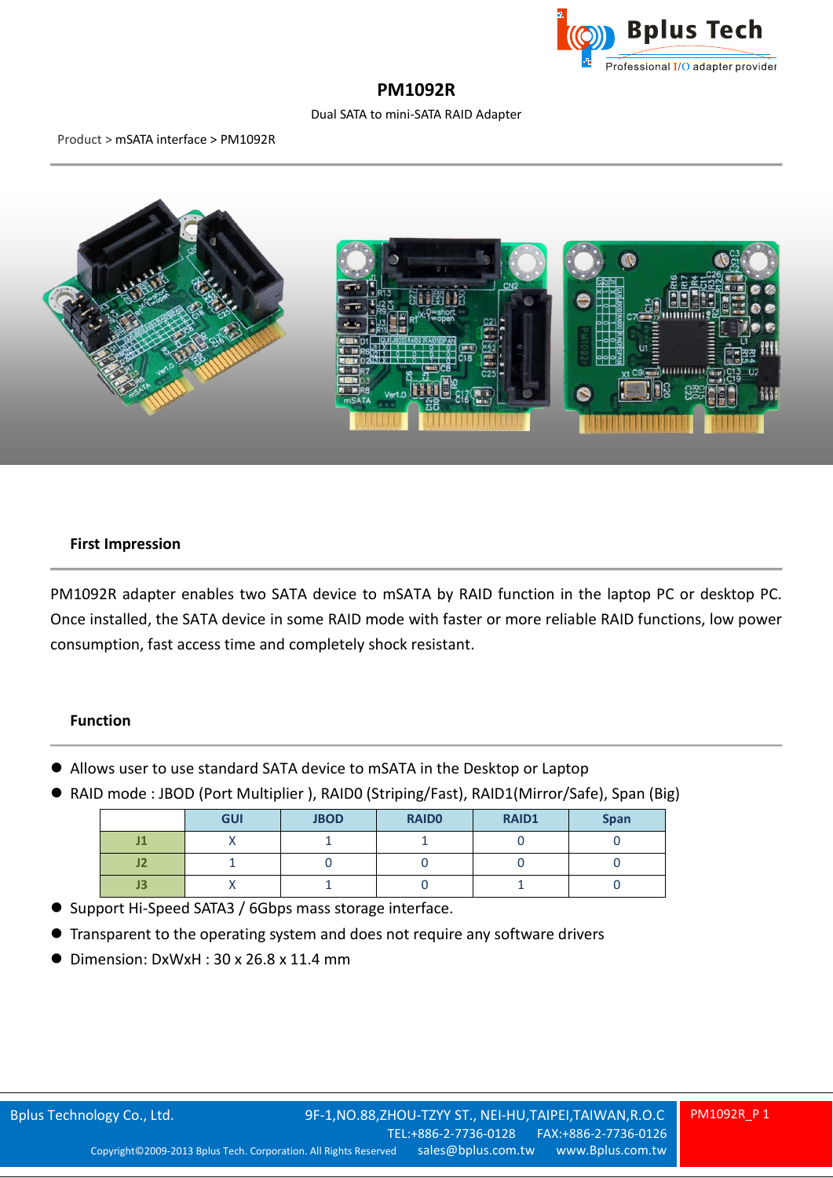# PM1092R

Dual SATA to mini-SATA RAID Adapter

Product > mSATA interface > PM1092R

## First Impression

PM1092R adapter enables two SATA device to mSATA by RAID function in the laptop PC or desktop PC. Once installed, the SATA device in some RAID mode with faster or more reliable RAID functions, low power consumption, fast access time and completely shock resistant.

## Function

- Allows user to use standard SATA device to mSATA in the Desktop or Laptop
- RAID mode : JBOD (Port Multiplier ), RAID0 (Striping/Fast), RAID1(Mirror/Safe), Span (Big)

| | GUI | JBOD | RAID0 | RAID1 | Span |
|---|---|---|---|---|---|
| J1 | X | 1 | 1 | 0 | 0 |
| J2 | 1 | 0 | 0 | 0 | 0 |
| J3 | X | 1 | 0 | 1 | 0 |

- Support Hi-Speed SATA3 / 6Gbps mass storage interface.
- Transparent to the operating system and does not require any software drivers
- Dimension: DxWxH : 30 x 26.8 x 11.4 mm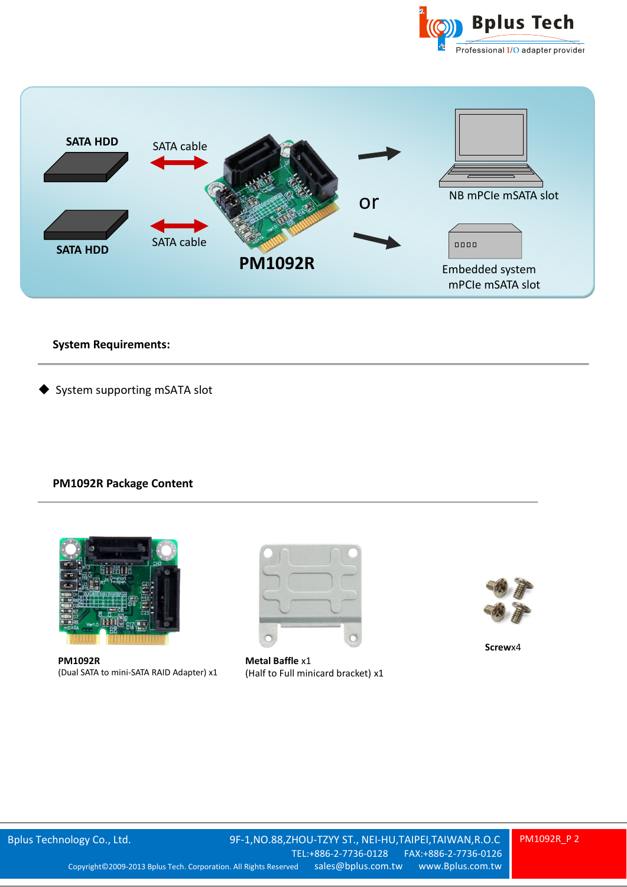SATA HDD

SATA cable

SATA HDD

SATA cable

PM1092R

or

NB mPCIe mSATA slot

Embedded system mPCIe mSATA slot

## System Requirements:

- System supporting mSATA slot

## PM1092R Package Content

**PM1092R**
(Dual SATA to mini-SATA RAID Adapter) x1

**Metal Baffle** x1
(Half to Full minicard bracket) x1

**Screw**x4